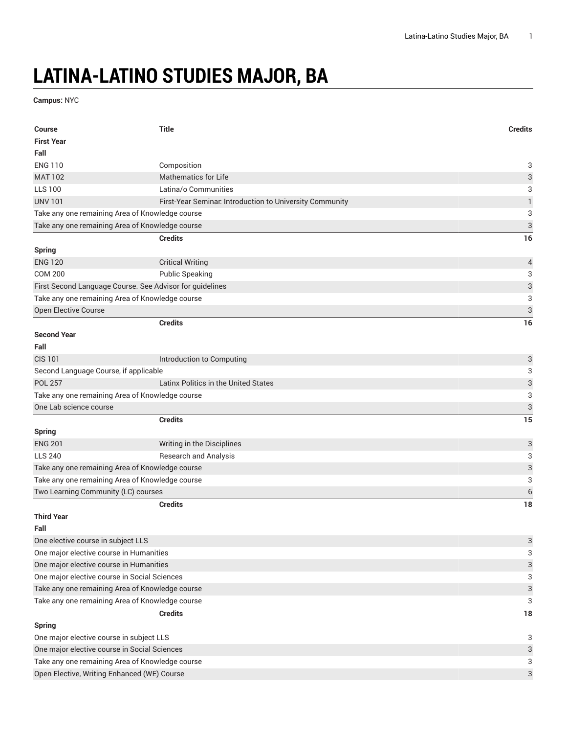# LATINA-LATINO STUDIES MAJOR, BA

**Campus:** NYC

| Course | Title | Credits |
|---|---|---|
| **First Year** | | |
| **Fall** | | |
| ENG 110 | Composition | 3 |
| MAT 102 | Mathematics for Life | 3 |
| LLS 100 | Latina/o Communities | 3 |
| UNV 101 | First-Year Seminar: Introduction to University Community | 1 |
| Take any one remaining Area of Knowledge course | | 3 |
| Take any one remaining Area of Knowledge course | | 3 |
| | **Credits** | **16** |
| **Spring** | | |
| ENG 120 | Critical Writing | 4 |
| COM 200 | Public Speaking | 3 |
| First Second Language Course. See Advisor for guidelines | | 3 |
| Take any one remaining Area of Knowledge course | | 3 |
| Open Elective Course | | 3 |
| | **Credits** | **16** |
| **Second Year** | | |
| **Fall** | | |
| CIS 101 | Introduction to Computing | 3 |
| Second Language Course, if applicable | | 3 |
| POL 257 | Latinx Politics in the United States | 3 |
| Take any one remaining Area of Knowledge course | | 3 |
| One Lab science course | | 3 |
| | **Credits** | **15** |
| **Spring** | | |
| ENG 201 | Writing in the Disciplines | 3 |
| LLS 240 | Research and Analysis | 3 |
| Take any one remaining Area of Knowledge course | | 3 |
| Take any one remaining Area of Knowledge course | | 3 |
| Two Learning Community (LC) courses | | 6 |
| | **Credits** | **18** |
| **Third Year** | | |
| **Fall** | | |
| One elective course in subject LLS | | 3 |
| One major elective course in Humanities | | 3 |
| One major elective course in Humanities | | 3 |
| One major elective course in Social Sciences | | 3 |
| Take any one remaining Area of Knowledge course | | 3 |
| Take any one remaining Area of Knowledge course | | 3 |
| | **Credits** | **18** |
| **Spring** | | |
| One major elective course in subject LLS | | 3 |
| One major elective course in Social Sciences | | 3 |
| Take any one remaining Area of Knowledge course | | 3 |
| Open Elective, Writing Enhanced (WE) Course | | 3 |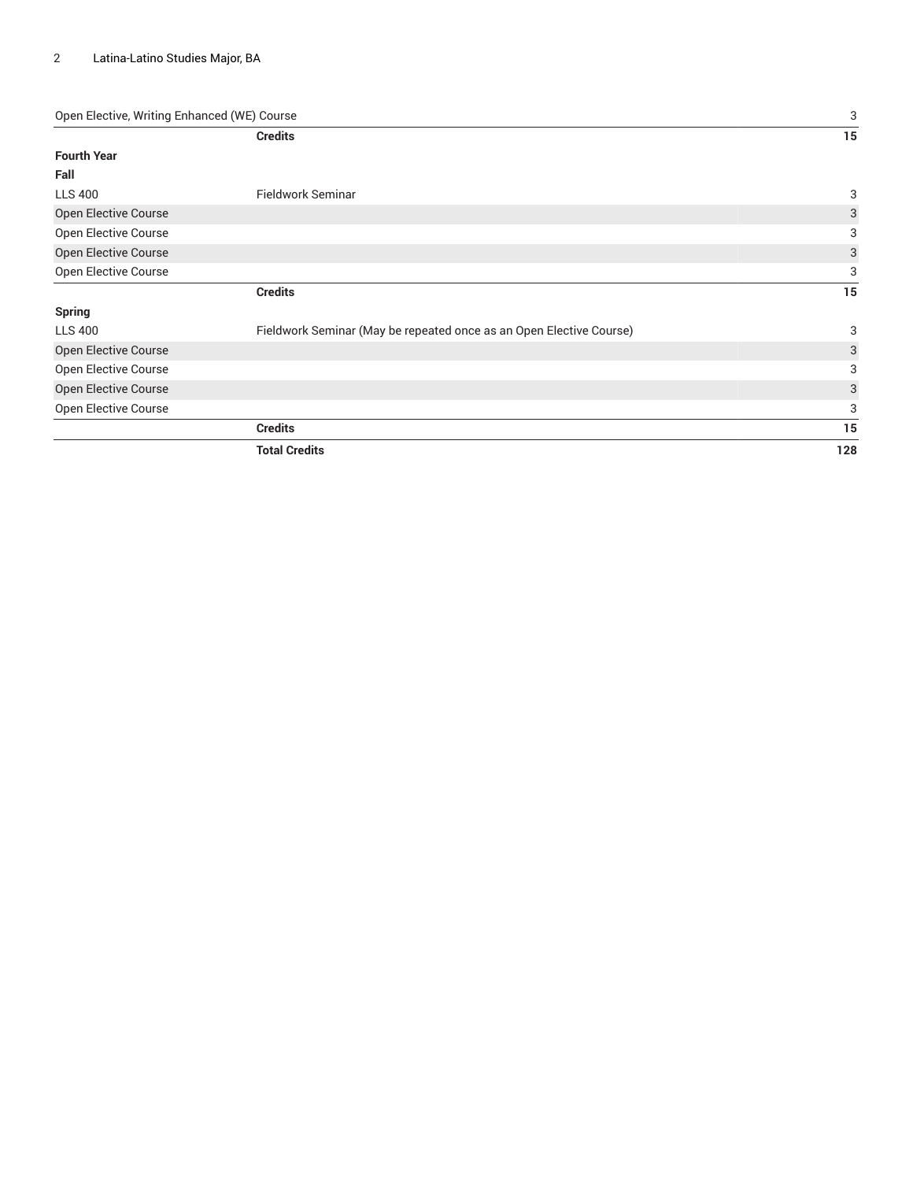| | | |
|---|---|---|
| Open Elective, Writing Enhanced (WE) Course | | 3 |
| | **Credits** | **15** |
| **Fourth Year** | | |
| **Fall** | | |
| LLS 400 | Fieldwork Seminar | 3 |
| Open Elective Course | | 3 |
| Open Elective Course | | 3 |
| Open Elective Course | | 3 |
| Open Elective Course | | 3 |
| | **Credits** | **15** |
| **Spring** | | |
| LLS 400 | Fieldwork Seminar (May be repeated once as an Open Elective Course) | 3 |
| Open Elective Course | | 3 |
| Open Elective Course | | 3 |
| Open Elective Course | | 3 |
| Open Elective Course | | 3 |
| | **Credits** | **15** |
| | **Total Credits** | **128** |